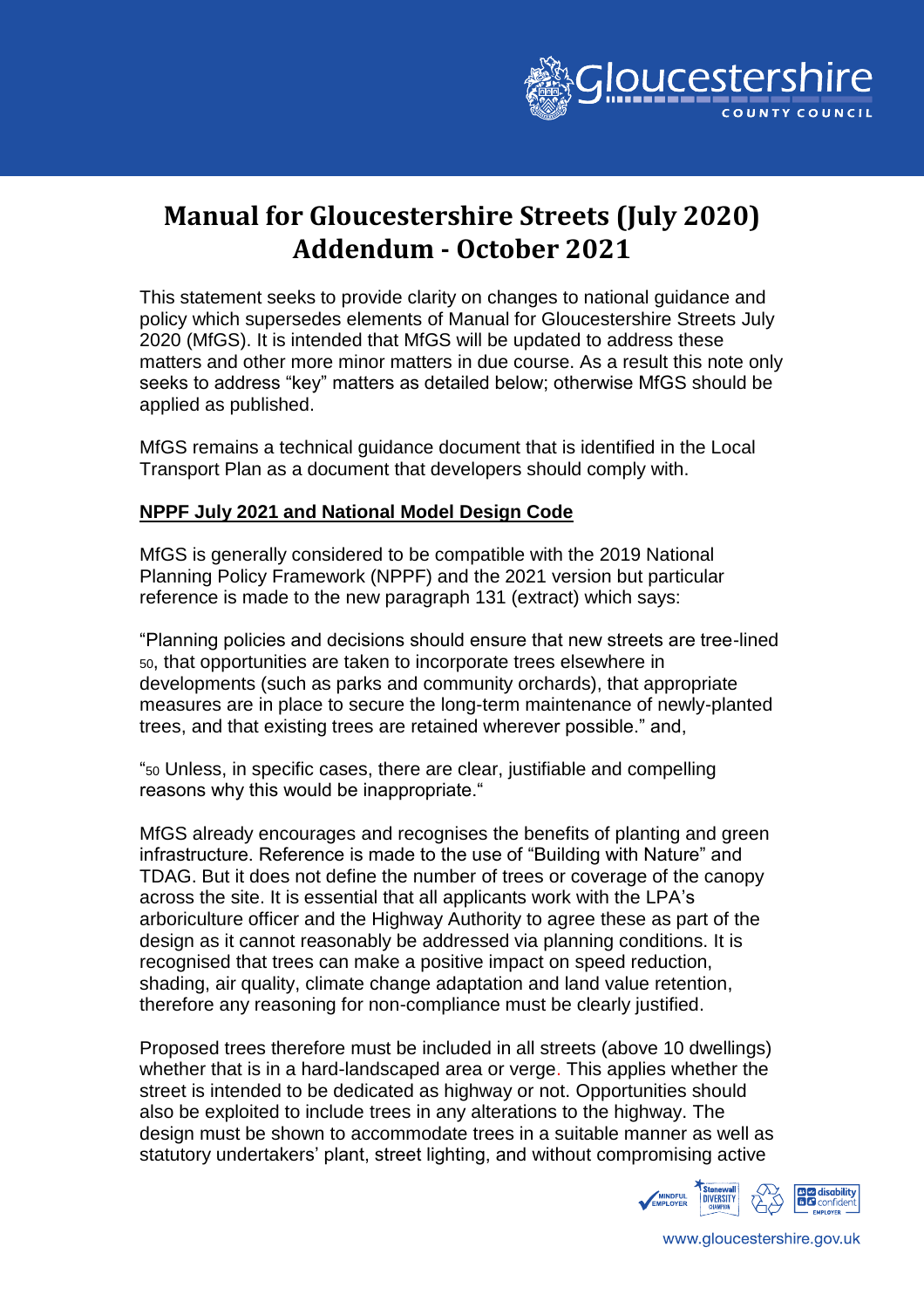# Manual for Gloucestershire Streets (July 2020) Addendum - October 2021

This statement seeks to provide clarity on changes to national guidance and policy which supersedes elements of Manual for Gloucestershire Streets July 2020 (MfGS). It is intended that MfGS will be updated to address these matters and other more minor matters in due course. As a result this note only seeks to address "key" matters as detailed below; otherwise MfGS should be applied as published.

MfGS remains a technical guidance document that is identified in the Local Transport Plan as a document that developers should comply with.

## NPPF July 2021 and National Model Design Code

MfGS is generally considered to be compatible with the 2019 National Planning Policy Framework (NPPF) and the 2021 version but particular reference is made to the new paragraph 131 (extract) which says:

"Planning policies and decisions should ensure that new streets are tree-lined [50], that opportunities are taken to incorporate trees elsewhere in developments (such as parks and community orchards), that appropriate measures are in place to secure the long-term maintenance of newly-planted trees, and that existing trees are retained wherever possible." and,

"[50] Unless, in specific cases, there are clear, justifiable and compelling reasons why this would be inappropriate."

MfGS already encourages and recognises the benefits of planting and green infrastructure. Reference is made to the use of "Building with Nature" and TDAG. But it does not define the number of trees or coverage of the canopy across the site. It is essential that all applicants work with the LPA's arboriculture officer and the Highway Authority to agree these as part of the design as it cannot reasonably be addressed via planning conditions. It is recognised that trees can make a positive impact on speed reduction, shading, air quality, climate change adaptation and land value retention, therefore any reasoning for non-compliance must be clearly justified.

Proposed trees therefore must be included in all streets (above 10 dwellings) whether that is in a hard-landscaped area or verge. This applies whether the street is intended to be dedicated as highway or not. Opportunities should also be exploited to include trees in any alterations to the highway. The design must be shown to accommodate trees in a suitable manner as well as statutory undertakers' plant, street lighting, and without compromising active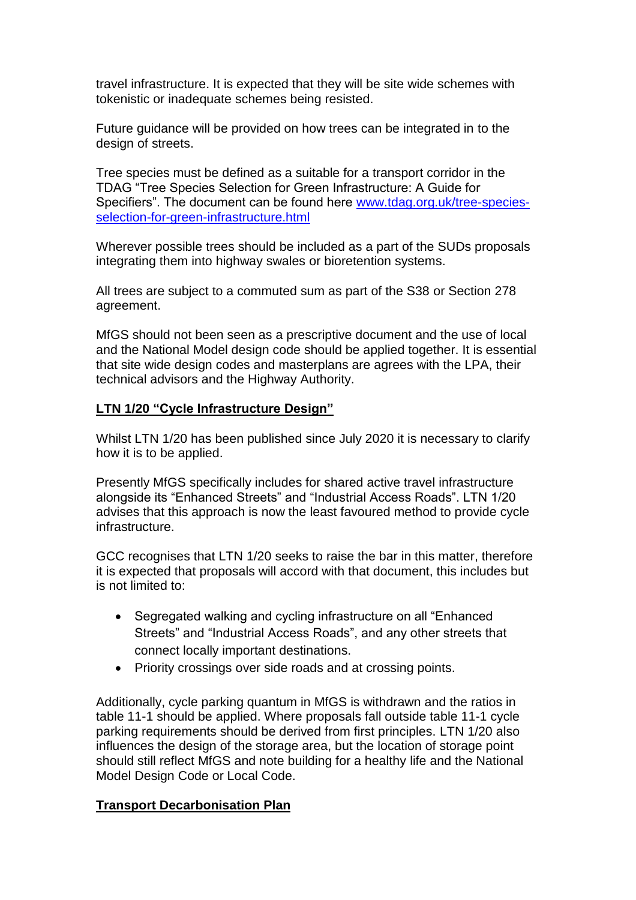travel infrastructure. It is expected that they will be site wide schemes with tokenistic or inadequate schemes being resisted.

Future guidance will be provided on how trees can be integrated in to the design of streets.

Tree species must be defined as a suitable for a transport corridor in the TDAG "Tree Species Selection for Green Infrastructure: A Guide for Specifiers". The document can be found here [www.tdag.org.uk/tree-species-selection-for-green-infrastructure.html](www.tdag.org.uk/tree-species-selection-for-green-infrastructure.html)

Wherever possible trees should be included as a part of the SUDs proposals integrating them into highway swales or bioretention systems.

All trees are subject to a commuted sum as part of the S38 or Section 278 agreement.

MfGS should not been seen as a prescriptive document and the use of local and the National Model design code should be applied together. It is essential that site wide design codes and masterplans are agrees with the LPA, their technical advisors and the Highway Authority.

## LTN 1/20 "Cycle Infrastructure Design"

Whilst LTN 1/20 has been published since July 2020 it is necessary to clarify how it is to be applied.

Presently MfGS specifically includes for shared active travel infrastructure alongside its "Enhanced Streets" and "Industrial Access Roads". LTN 1/20 advises that this approach is now the least favoured method to provide cycle infrastructure.

GCC recognises that LTN 1/20 seeks to raise the bar in this matter, therefore it is expected that proposals will accord with that document, this includes but is not limited to:

- Segregated walking and cycling infrastructure on all "Enhanced Streets" and "Industrial Access Roads", and any other streets that connect locally important destinations.
- Priority crossings over side roads and at crossing points.

Additionally, cycle parking quantum in MfGS is withdrawn and the ratios in table 11-1 should be applied. Where proposals fall outside table 11-1 cycle parking requirements should be derived from first principles. LTN 1/20 also influences the design of the storage area, but the location of storage point should still reflect MfGS and note building for a healthy life and the National Model Design Code or Local Code.

## Transport Decarbonisation Plan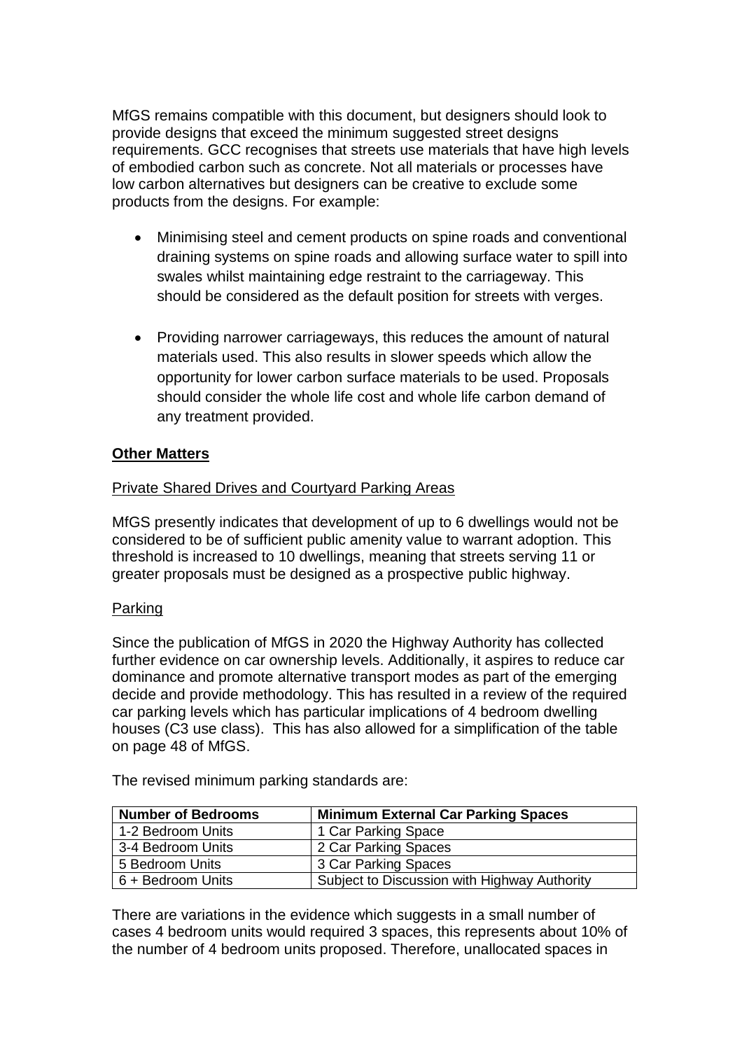MfGS remains compatible with this document, but designers should look to provide designs that exceed the minimum suggested street designs requirements. GCC recognises that streets use materials that have high levels of embodied carbon such as concrete. Not all materials or processes have low carbon alternatives but designers can be creative to exclude some products from the designs. For example:

- Minimising steel and cement products on spine roads and conventional draining systems on spine roads and allowing surface water to spill into swales whilst maintaining edge restraint to the carriageway. This should be considered as the default position for streets with verges.
- Providing narrower carriageways, this reduces the amount of natural materials used. This also results in slower speeds which allow the opportunity for lower carbon surface materials to be used. Proposals should consider the whole life cost and whole life carbon demand of any treatment provided.

## Other Matters

### Private Shared Drives and Courtyard Parking Areas

MfGS presently indicates that development of up to 6 dwellings would not be considered to be of sufficient public amenity value to warrant adoption. This threshold is increased to 10 dwellings, meaning that streets serving 11 or greater proposals must be designed as a prospective public highway.

### Parking

Since the publication of MfGS in 2020 the Highway Authority has collected further evidence on car ownership levels. Additionally, it aspires to reduce car dominance and promote alternative transport modes as part of the emerging decide and provide methodology. This has resulted in a review of the required car parking levels which has particular implications of 4 bedroom dwelling houses (C3 use class). This has also allowed for a simplification of the table on page 48 of MfGS.

The revised minimum parking standards are:

| Number of Bedrooms | Minimum External Car Parking Spaces |
|---|---|
| 1-2 Bedroom Units | 1 Car Parking Space |
| 3-4 Bedroom Units | 2 Car Parking Spaces |
| 5 Bedroom Units | 3 Car Parking Spaces |
| 6 + Bedroom Units | Subject to Discussion with Highway Authority |

There are variations in the evidence which suggests in a small number of cases 4 bedroom units would required 3 spaces, this represents about 10% of the number of 4 bedroom units proposed. Therefore, unallocated spaces in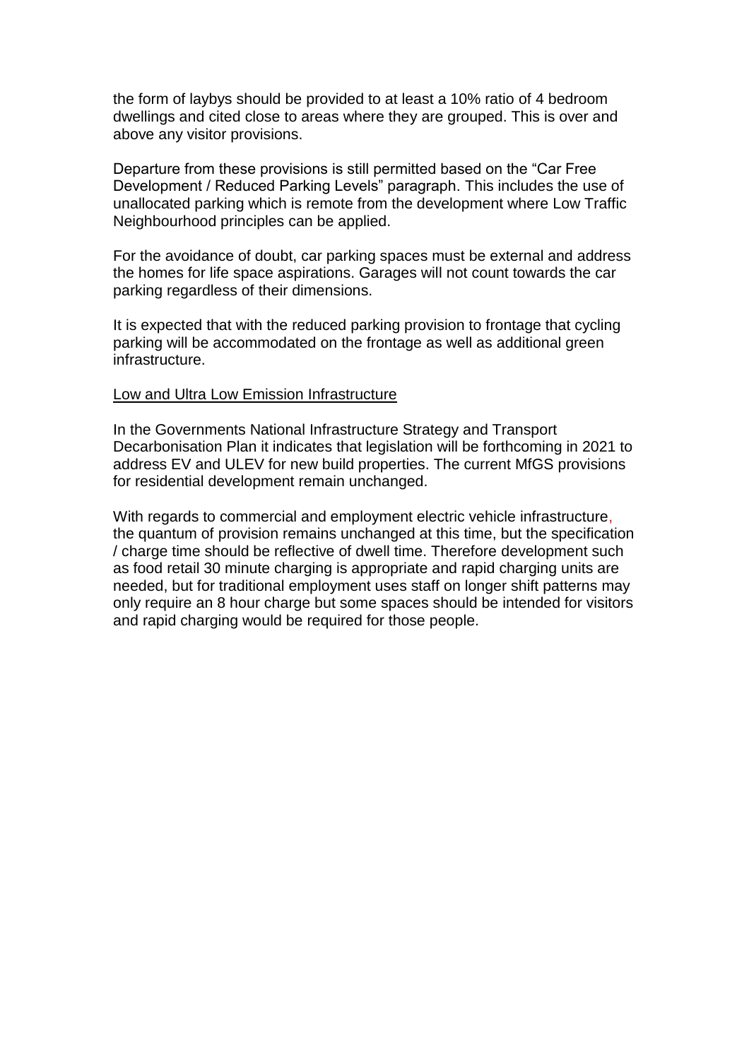the form of laybys should be provided to at least a 10% ratio of 4 bedroom dwellings and cited close to areas where they are grouped. This is over and above any visitor provisions.

Departure from these provisions is still permitted based on the "Car Free Development / Reduced Parking Levels" paragraph. This includes the use of unallocated parking which is remote from the development where Low Traffic Neighbourhood principles can be applied.

For the avoidance of doubt, car parking spaces must be external and address the homes for life space aspirations. Garages will not count towards the car parking regardless of their dimensions.

It is expected that with the reduced parking provision to frontage that cycling parking will be accommodated on the frontage as well as additional green infrastructure.

<u>Low and Ultra Low Emission Infrastructure</u>

In the Governments National Infrastructure Strategy and Transport Decarbonisation Plan it indicates that legislation will be forthcoming in 2021 to address EV and ULEV for new build properties. The current MfGS provisions for residential development remain unchanged.

With regards to commercial and employment electric vehicle infrastructure, the quantum of provision remains unchanged at this time, but the specification / charge time should be reflective of dwell time. Therefore development such as food retail 30 minute charging is appropriate and rapid charging units are needed, but for traditional employment uses staff on longer shift patterns may only require an 8 hour charge but some spaces should be intended for visitors and rapid charging would be required for those people.